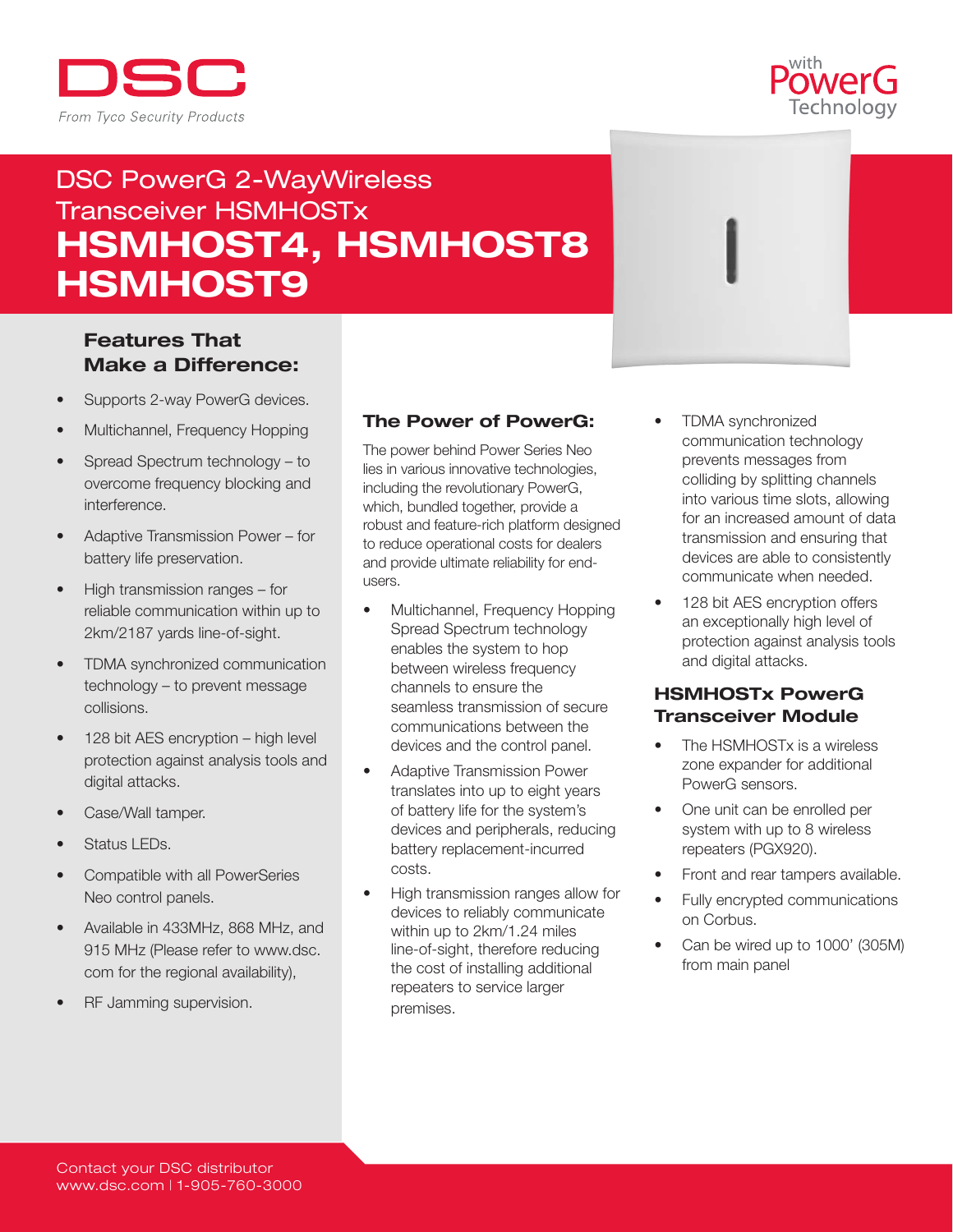DSC

*From Tyco Security Products*

with PowerG Technology

# DSC PowerG 2-WayWireless Transceiver HSMHOSTx
# HSMHOST4, HSMHOST8 HSMHOST9

## Features That Make a Difference:

- Supports 2-way PowerG devices.
- Multichannel, Frequency Hopping
- Spread Spectrum technology – to overcome frequency blocking and interference.
- Adaptive Transmission Power – for battery life preservation.
- High transmission ranges – for reliable communication within up to 2km/2187 yards line-of-sight.
- TDMA synchronized communication technology – to prevent message collisions.
- 128 bit AES encryption – high level protection against analysis tools and digital attacks.
- Case/Wall tamper.
- Status LEDs.
- Compatible with all PowerSeries Neo control panels.
- Available in 433MHz, 868 MHz, and 915 MHz (Please refer to www.dsc.com for the regional availability),
- RF Jamming supervision.

## The Power of PowerG:

The power behind Power Series Neo lies in various innovative technologies, including the revolutionary PowerG, which, bundled together, provide a robust and feature-rich platform designed to reduce operational costs for dealers and provide ultimate reliability for end-users.

- Multichannel, Frequency Hopping Spread Spectrum technology enables the system to hop between wireless frequency channels to ensure the seamless transmission of secure communications between the devices and the control panel.
- Adaptive Transmission Power translates into up to eight years of battery life for the system's devices and peripherals, reducing battery replacement-incurred costs.
- High transmission ranges allow for devices to reliably communicate within up to 2km/1.24 miles line-of-sight, therefore reducing the cost of installing additional repeaters to service larger premises.
- TDMA synchronized communication technology prevents messages from colliding by splitting channels into various time slots, allowing for an increased amount of data transmission and ensuring that devices are able to consistently communicate when needed.
- 128 bit AES encryption offers an exceptionally high level of protection against analysis tools and digital attacks.

## HSMHOSTx PowerG Transceiver Module

- The HSMHOSTx is a wireless zone expander for additional PowerG sensors.
- One unit can be enrolled per system with up to 8 wireless repeaters (PGX920).
- Front and rear tampers available.
- Fully encrypted communications on Corbus.
- Can be wired up to 1000' (305M) from main panel

Contact your DSC distributor
www.dsc.com | 1-905-760-3000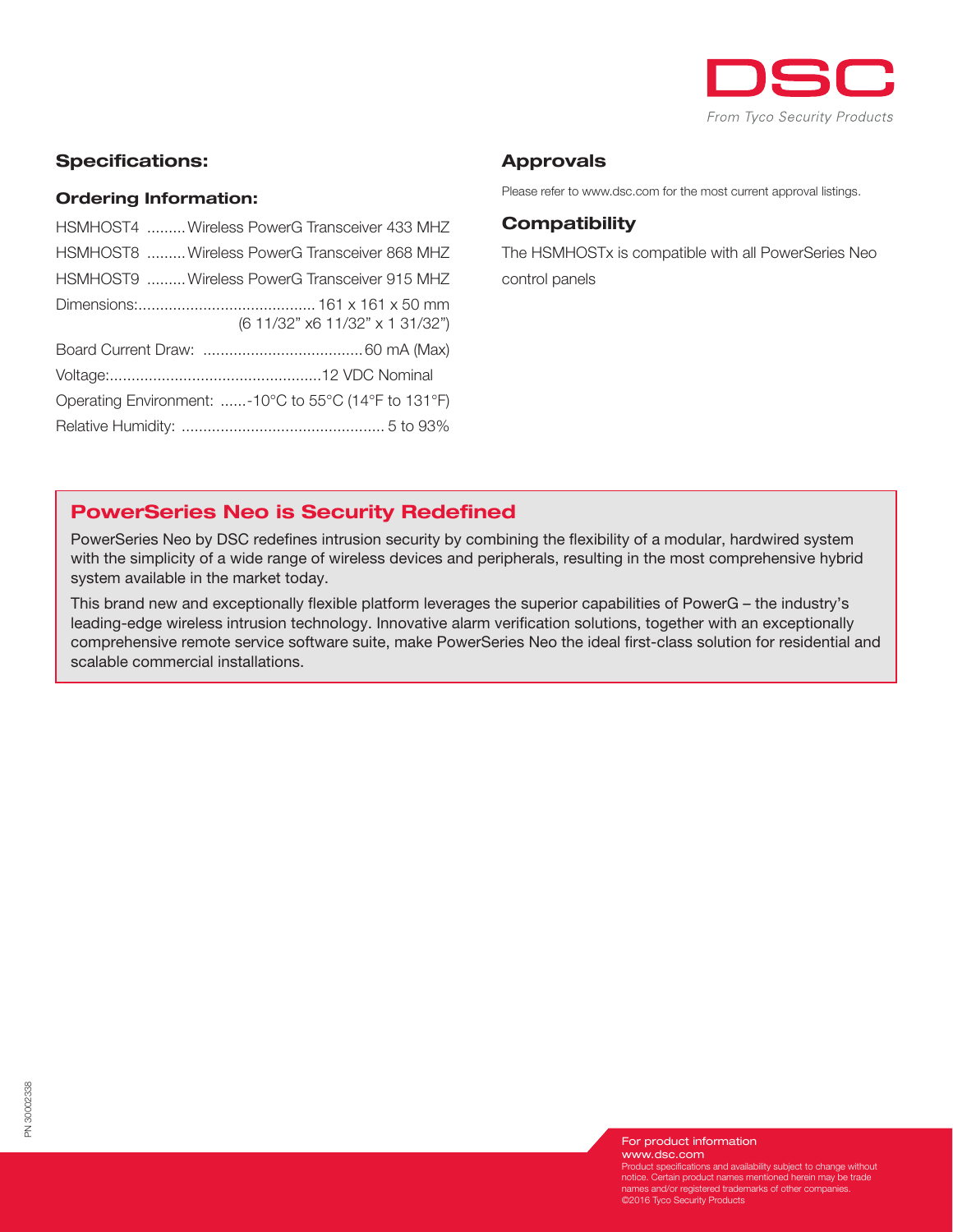DSC

*From Tyco Security Products*

## Specifications:

### Ordering Information:

HSMHOST4 ......... Wireless PowerG Transceiver 433 MHZ

HSMHOST8 ......... Wireless PowerG Transceiver 868 MHZ

HSMHOST9 ......... Wireless PowerG Transceiver 915 MHZ

Dimensions:......................................... 161 x 161 x 50 mm (6 11/32" x6 11/32" x 1 31/32")

Board Current Draw: ..................................... 60 mA (Max)

Voltage:................................................. 12 VDC Nominal

Operating Environment: ......-10°C to 55°C (14°F to 131°F)

Relative Humidity: ............................................... 5 to 93%

## Approvals

Please refer to www.dsc.com for the most current approval listings.

## Compatibility

The HSMHOSTx is compatible with all PowerSeries Neo control panels

## PowerSeries Neo is Security Redefined

PowerSeries Neo by DSC redefines intrusion security by combining the flexibility of a modular, hardwired system with the simplicity of a wide range of wireless devices and peripherals, resulting in the most comprehensive hybrid system available in the market today.

This brand new and exceptionally flexible platform leverages the superior capabilities of PowerG – the industry's leading-edge wireless intrusion technology. Innovative alarm verification solutions, together with an exceptionally comprehensive remote service software suite, make PowerSeries Neo the ideal first-class solution for residential and scalable commercial installations.

PN 30002338

For product information
www.dsc.com
Product specifications and availability subject to change without notice. Certain product names mentioned herein may be trade names and/or registered trademarks of other companies.
©2016 Tyco Security Products